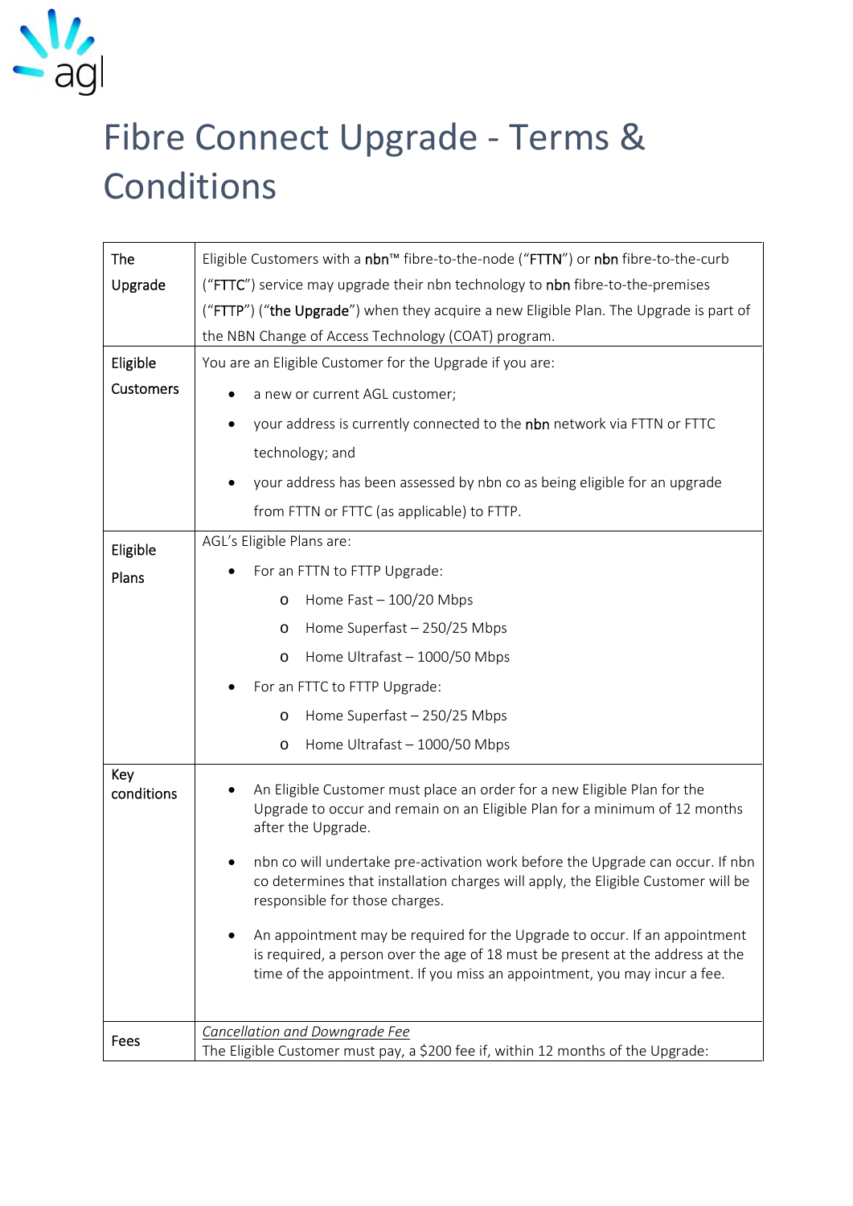# Fibre Connect Upgrade - Terms & Conditions

| | |
|---|---|
| The Upgrade | Eligible Customers with a **nbn**™ fibre-to-the-node ("**FTTN**") or **nbn** fibre-to-the-curb ("**FTTC**") service may upgrade their nbn technology to **nbn** fibre-to-the-premises ("**FTTP**") ("**the Upgrade**") when they acquire a new Eligible Plan. The Upgrade is part of the NBN Change of Access Technology (COAT) program. |
| Eligible Customers | You are an Eligible Customer for the Upgrade if you are:<br>• a new or current AGL customer;<br>• your address is currently connected to the **nbn** network via FTTN or FTTC technology; and<br>• your address has been assessed by nbn co as being eligible for an upgrade from FTTN or FTTC (as applicable) to FTTP. |
| Eligible Plans | AGL's Eligible Plans are:<br>• For an FTTN to FTTP Upgrade:<br>  o Home Fast – 100/20 Mbps<br>  o Home Superfast – 250/25 Mbps<br>  o Home Ultrafast – 1000/50 Mbps<br>• For an FTTC to FTTP Upgrade:<br>  o Home Superfast – 250/25 Mbps<br>  o Home Ultrafast – 1000/50 Mbps |
| Key conditions | • An Eligible Customer must place an order for a new Eligible Plan for the Upgrade to occur and remain on an Eligible Plan for a minimum of 12 months after the Upgrade.<br>• nbn co will undertake pre-activation work before the Upgrade can occur. If nbn co determines that installation charges will apply, the Eligible Customer will be responsible for those charges.<br>• An appointment may be required for the Upgrade to occur. If an appointment is required, a person over the age of 18 must be present at the address at the time of the appointment. If you miss an appointment, you may incur a fee. |
| Fees | *Cancellation and Downgrade Fee*<br>The Eligible Customer must pay, a $200 fee if, within 12 months of the Upgrade: |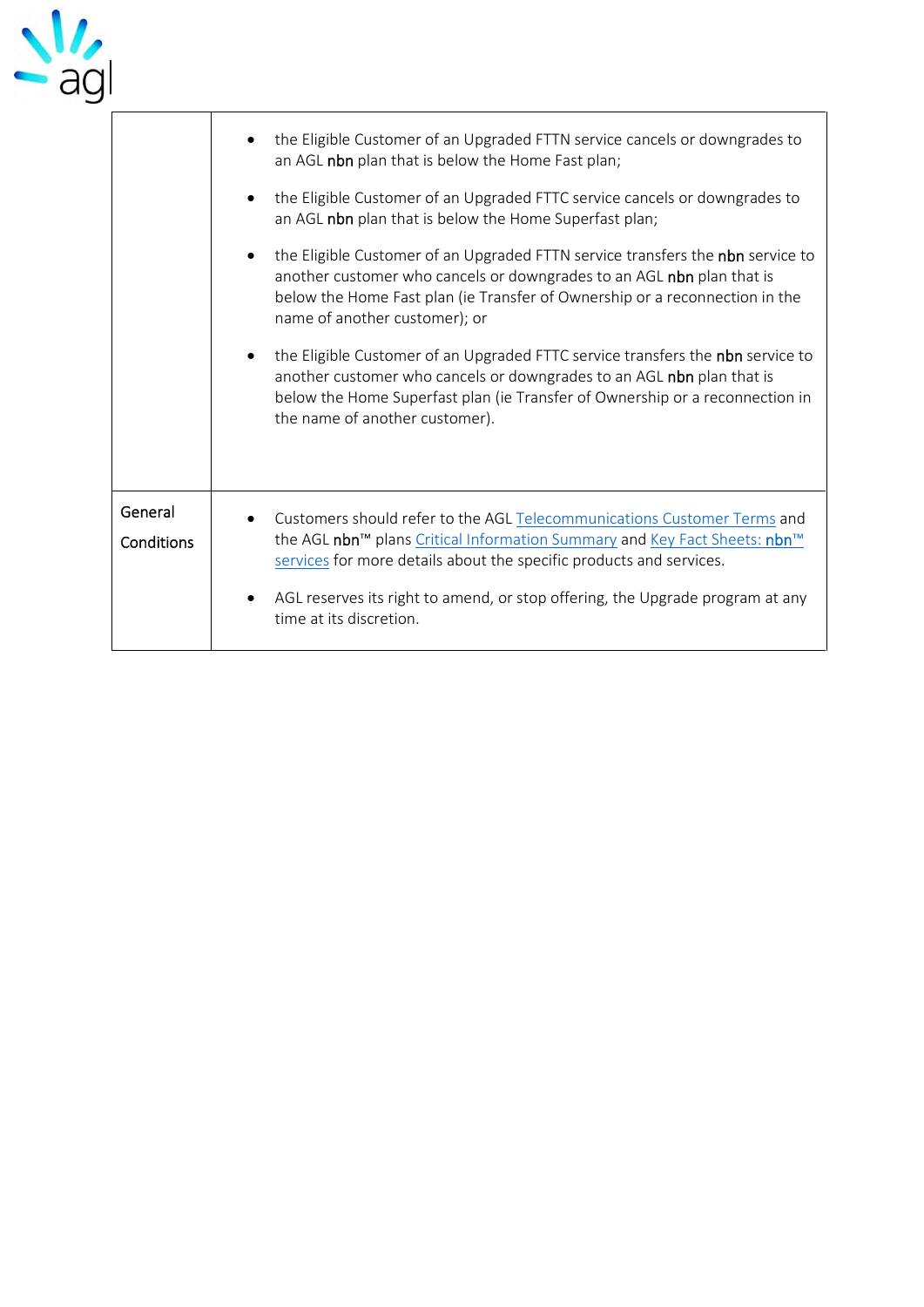| | |
|---|---|
| | • the Eligible Customer of an Upgraded FTTN service cancels or downgrades to an AGL **nbn** plan that is below the Home Fast plan;<br><br>• the Eligible Customer of an Upgraded FTTC service cancels or downgrades to an AGL **nbn** plan that is below the Home Superfast plan;<br><br>• the Eligible Customer of an Upgraded FTTN service transfers the **nbn** service to another customer who cancels or downgrades to an AGL **nbn** plan that is below the Home Fast plan (ie Transfer of Ownership or a reconnection in the name of another customer); or<br><br>• the Eligible Customer of an Upgraded FTTC service transfers the **nbn** service to another customer who cancels or downgrades to an AGL **nbn** plan that is below the Home Superfast plan (ie Transfer of Ownership or a reconnection in the name of another customer). |
| General Conditions | • Customers should refer to the AGL [Telecommunications Customer Terms] and the AGL **nbn**™ plans [Critical Information Summary] and [Key Fact Sheets: **nbn**™ services] for more details about the specific products and services.<br><br>• AGL reserves its right to amend, or stop offering, the Upgrade program at any time at its discretion. |